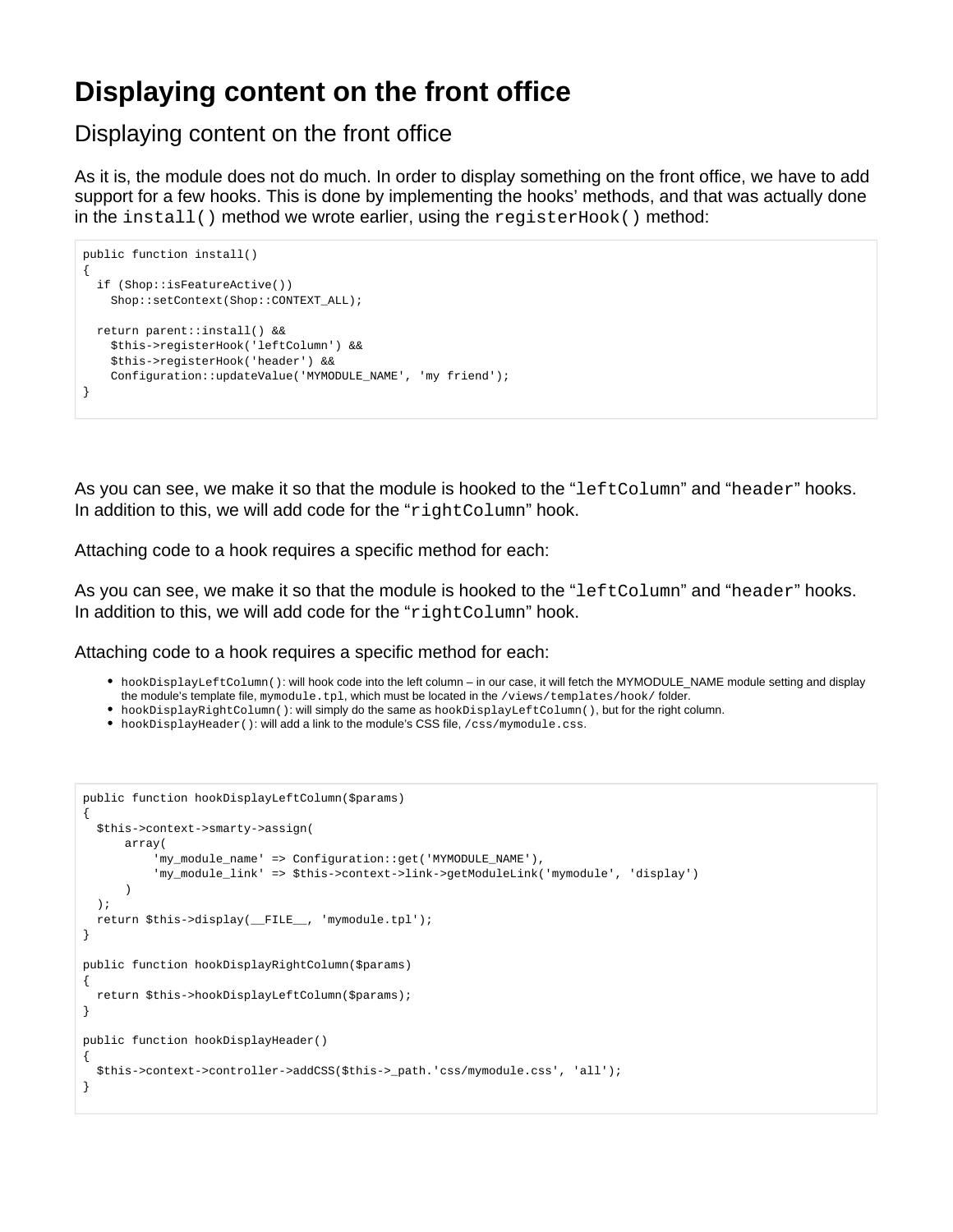# Displaying content on the front office

## Displaying content on the front office

As it is, the module does not do much. In order to display something on the front office, we have to add support for a few hooks. This is done by implementing the hooks' methods, and that was actually done in the `install()` method we wrote earlier, using the `registerHook()` method:

```
public function install()
{
  if (Shop::isFeatureActive())
    Shop::setContext(Shop::CONTEXT_ALL);

  return parent::install() &&
    $this->registerHook('leftColumn') &&
    $this->registerHook('header') &&
    Configuration::updateValue('MYMODULE_NAME', 'my friend');
}
```

As you can see, we make it so that the module is hooked to the "`leftColumn`" and "`header`" hooks. In addition to this, we will add code for the "`rightColumn`" hook.

Attaching code to a hook requires a specific method for each:

As you can see, we make it so that the module is hooked to the "`leftColumn`" and "`header`" hooks. In addition to this, we will add code for the "`rightColumn`" hook.

Attaching code to a hook requires a specific method for each:

- `hookDisplayLeftColumn()`: will hook code into the left column – in our case, it will fetch the MYMODULE_NAME module setting and display the module's template file, `mymodule.tpl`, which must be located in the `/views/templates/hook/` folder.
- `hookDisplayRightColumn()`: will simply do the same as `hookDisplayLeftColumn()`, but for the right column.
- `hookDisplayHeader()`: will add a link to the module's CSS file, `/css/mymodule.css`.

```
public function hookDisplayLeftColumn($params)
{
  $this->context->smarty->assign(
      array(
          'my_module_name' => Configuration::get('MYMODULE_NAME'),
          'my_module_link' => $this->context->link->getModuleLink('mymodule', 'display')
      )
  );
  return $this->display(__FILE__, 'mymodule.tpl');
}

public function hookDisplayRightColumn($params)
{
  return $this->hookDisplayLeftColumn($params);
}

public function hookDisplayHeader()
{
  $this->context->controller->addCSS($this->_path.'css/mymodule.css', 'all');
}
```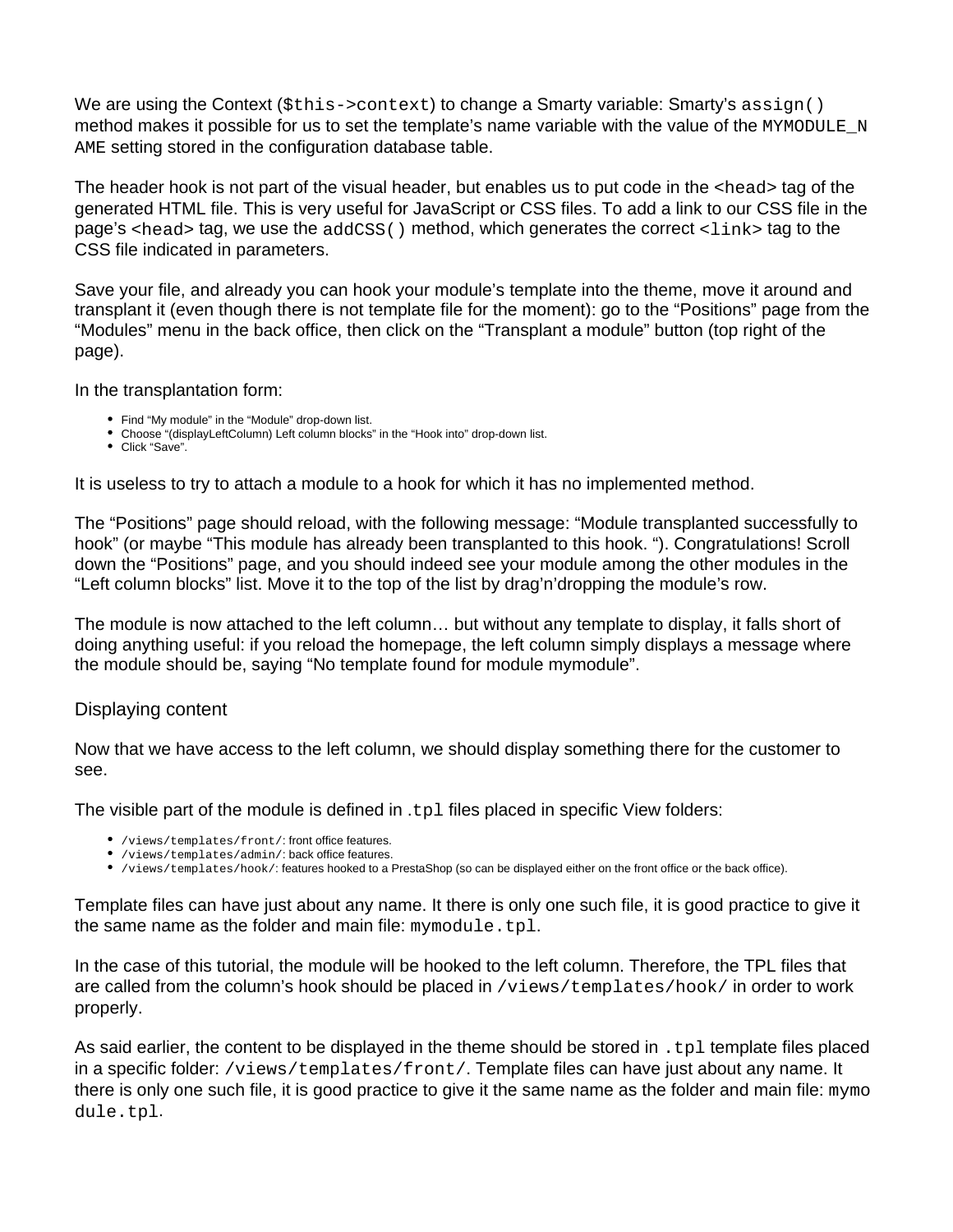We are using the Context (`$this->context`) to change a Smarty variable: Smarty's `assign()` method makes it possible for us to set the template's name variable with the value of the `MYMODULE_NAME` setting stored in the configuration database table.

The header hook is not part of the visual header, but enables us to put code in the `<head>` tag of the generated HTML file. This is very useful for JavaScript or CSS files. To add a link to our CSS file in the page's `<head>` tag, we use the `addCSS()` method, which generates the correct `<link>` tag to the CSS file indicated in parameters.

Save your file, and already you can hook your module's template into the theme, move it around and transplant it (even though there is not template file for the moment): go to the "Positions" page from the "Modules" menu in the back office, then click on the "Transplant a module" button (top right of the page).

In the transplantation form:

- Find "My module" in the "Module" drop-down list.
- Choose "(displayLeftColumn) Left column blocks" in the "Hook into" drop-down list.
- Click "Save".

It is useless to try to attach a module to a hook for which it has no implemented method.

The "Positions" page should reload, with the following message: "Module transplanted successfully to hook" (or maybe "This module has already been transplanted to this hook. "). Congratulations! Scroll down the "Positions" page, and you should indeed see your module among the other modules in the "Left column blocks" list. Move it to the top of the list by drag'n'dropping the module's row.

The module is now attached to the left column… but without any template to display, it falls short of doing anything useful: if you reload the homepage, the left column simply displays a message where the module should be, saying "No template found for module mymodule".

### Displaying content

Now that we have access to the left column, we should display something there for the customer to see.

The visible part of the module is defined in `.tpl` files placed in specific View folders:

- `/views/templates/front/`: front office features.
- `/views/templates/admin/`: back office features.
- `/views/templates/hook/`: features hooked to a PrestaShop (so can be displayed either on the front office or the back office).

Template files can have just about any name. It there is only one such file, it is good practice to give it the same name as the folder and main file: `mymodule.tpl`.

In the case of this tutorial, the module will be hooked to the left column. Therefore, the TPL files that are called from the column's hook should be placed in `/views/templates/hook/` in order to work properly.

As said earlier, the content to be displayed in the theme should be stored in `.tpl` template files placed in a specific folder: `/views/templates/front/`. Template files can have just about any name. It there is only one such file, it is good practice to give it the same name as the folder and main file: `mymodule.tpl`.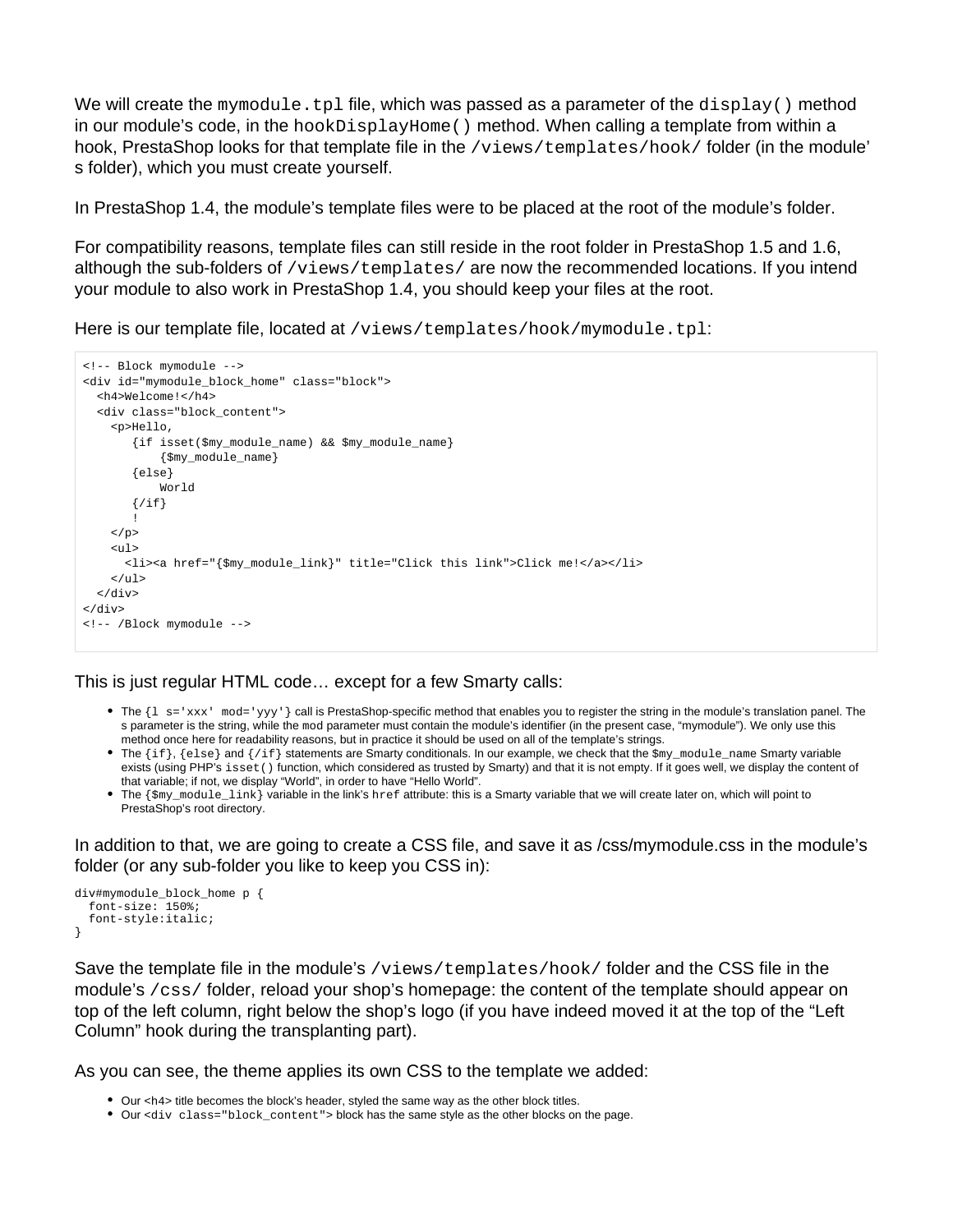We will create the `mymodule.tpl` file, which was passed as a parameter of the `display()` method in our module's code, in the `hookDisplayHome()` method. When calling a template from within a hook, PrestaShop looks for that template file in the `/views/templates/hook/` folder (in the module's folder), which you must create yourself.

In PrestaShop 1.4, the module's template files were to be placed at the root of the module's folder.

For compatibility reasons, template files can still reside in the root folder in PrestaShop 1.5 and 1.6, although the sub-folders of `/views/templates/` are now the recommended locations. If you intend your module to also work in PrestaShop 1.4, you should keep your files at the root.

Here is our template file, located at `/views/templates/hook/mymodule.tpl`:

```
<!-- Block mymodule -->
<div id="mymodule_block_home" class="block">
  <h4>Welcome!</h4>
  <div class="block_content">
    <p>Hello,
       {if isset($my_module_name) && $my_module_name}
           {$my_module_name}
       {else}
           World
       {/if}
       !
    </p>
    <ul>
      <li><a href="{$my_module_link}" title="Click this link">Click me!</a></li>
    </ul>
  </div>
</div>
<!-- /Block mymodule -->
```

This is just regular HTML code… except for a few Smarty calls:

- The `{l s='xxx' mod='yyy'}` call is PrestaShop-specific method that enables you to register the string in the module's translation panel. The s parameter is the string, while the mod parameter must contain the module's identifier (in the present case, "mymodule"). We only use this method once here for readability reasons, but in practice it should be used on all of the template's strings.
- The `{if}`, `{else}` and `{/if}` statements are Smarty conditionals. In our example, we check that the `$my_module_name` Smarty variable exists (using PHP's `isset()` function, which considered as trusted by Smarty) and that it is not empty. If it goes well, we display the content of that variable; if not, we display "World", in order to have "Hello World".
- The `{$my_module_link}` variable in the link's `href` attribute: this is a Smarty variable that we will create later on, which will point to PrestaShop's root directory.

In addition to that, we are going to create a CSS file, and save it as /css/mymodule.css in the module's folder (or any sub-folder you like to keep you CSS in):

```
div#mymodule_block_home p {
  font-size: 150%;
  font-style:italic;
}
```

Save the template file in the module's `/views/templates/hook/` folder and the CSS file in the module's `/css/` folder, reload your shop's homepage: the content of the template should appear on top of the left column, right below the shop's logo (if you have indeed moved it at the top of the "Left Column" hook during the transplanting part).

As you can see, the theme applies its own CSS to the template we added:

- Our <h4> title becomes the block's header, styled the same way as the other block titles.
- Our `<div class="block_content">` block has the same style as the other blocks on the page.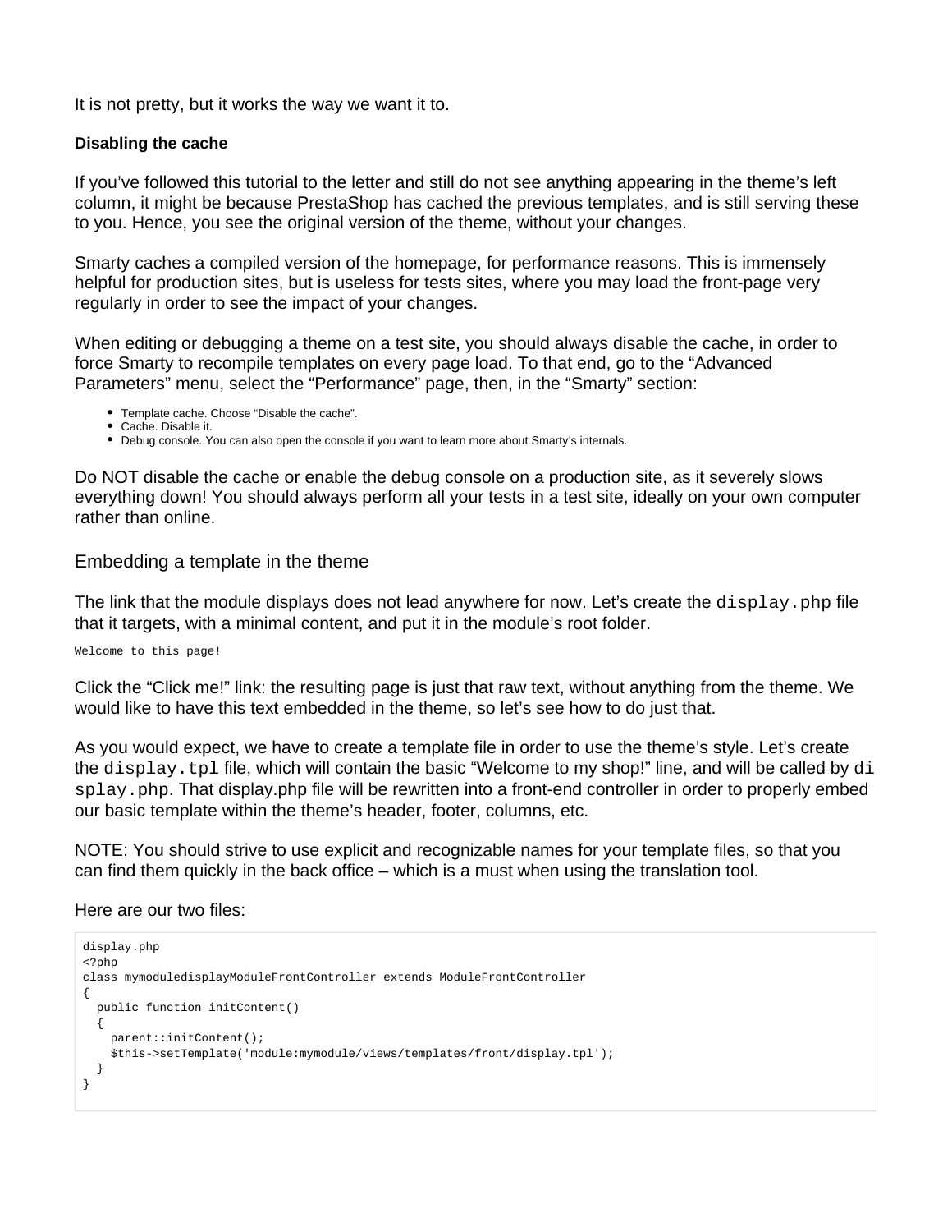It is not pretty, but it works the way we want it to.

**Disabling the cache**

If you've followed this tutorial to the letter and still do not see anything appearing in the theme's left column, it might be because PrestaShop has cached the previous templates, and is still serving these to you. Hence, you see the original version of the theme, without your changes.

Smarty caches a compiled version of the homepage, for performance reasons. This is immensely helpful for production sites, but is useless for tests sites, where you may load the front-page very regularly in order to see the impact of your changes.

When editing or debugging a theme on a test site, you should always disable the cache, in order to force Smarty to recompile templates on every page load. To that end, go to the "Advanced Parameters" menu, select the "Performance" page, then, in the "Smarty" section:

- Template cache. Choose "Disable the cache".
- Cache. Disable it.
- Debug console. You can also open the console if you want to learn more about Smarty's internals.

Do NOT disable the cache or enable the debug console on a production site, as it severely slows everything down! You should always perform all your tests in a test site, ideally on your own computer rather than online.

## Embedding a template in the theme

The link that the module displays does not lead anywhere for now. Let's create the `display.php` file that it targets, with a minimal content, and put it in the module's root folder.

```
Welcome to this page!
```

Click the "Click me!" link: the resulting page is just that raw text, without anything from the theme. We would like to have this text embedded in the theme, so let's see how to do just that.

As you would expect, we have to create a template file in order to use the theme's style. Let's create the `display.tpl` file, which will contain the basic "Welcome to my shop!" line, and will be called by `display.php`. That display.php file will be rewritten into a front-end controller in order to properly embed our basic template within the theme's header, footer, columns, etc.

NOTE: You should strive to use explicit and recognizable names for your template files, so that you can find them quickly in the back office – which is a must when using the translation tool.

Here are our two files:

```
display.php
<?php
class mymoduledisplayModuleFrontController extends ModuleFrontController
{
  public function initContent()
  {
    parent::initContent();
    $this->setTemplate('module:mymodule/views/templates/front/display.tpl');
  }
}
```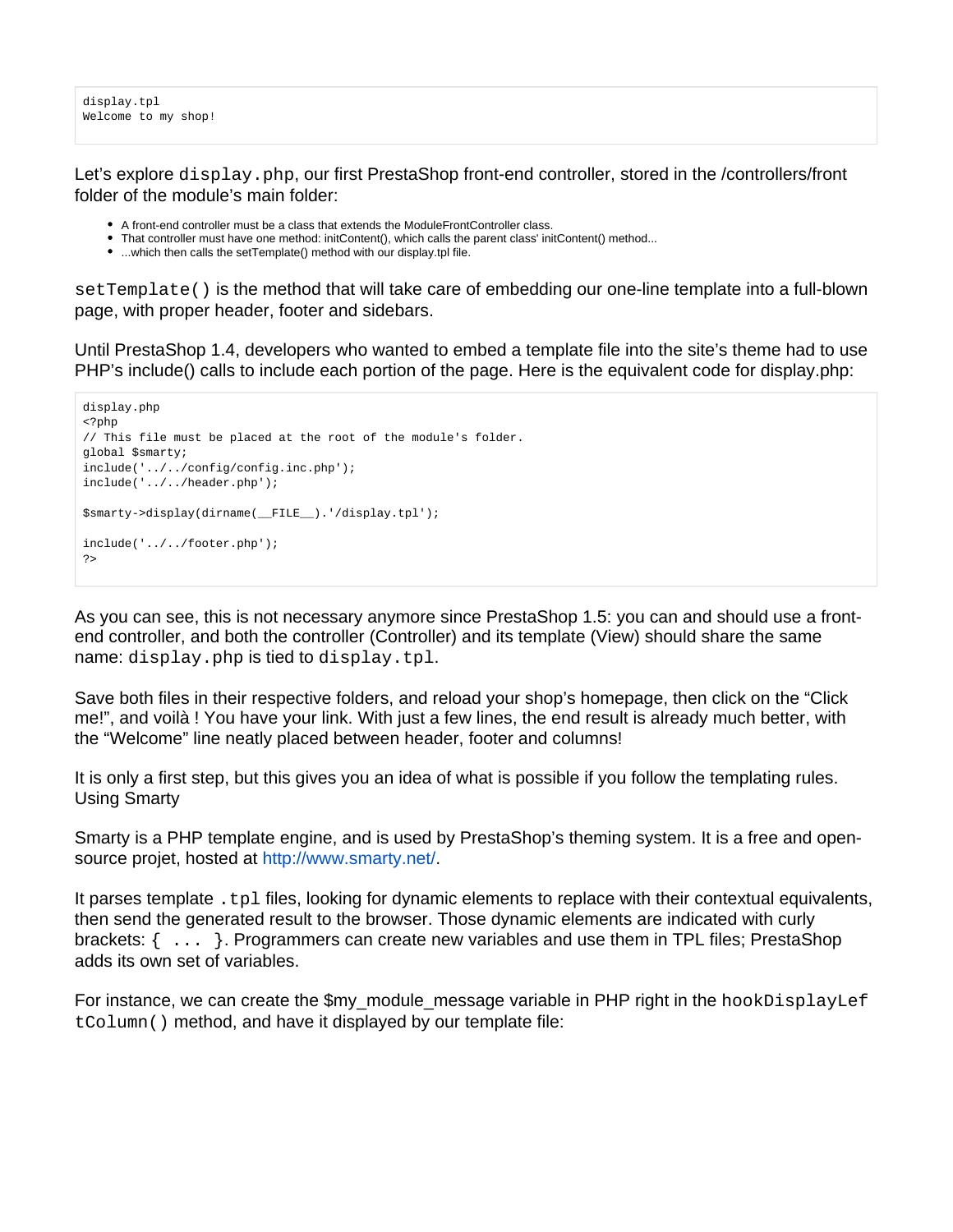```
display.tpl
Welcome to my shop!
```

Let's explore `display.php`, our first PrestaShop front-end controller, stored in the /controllers/front folder of the module's main folder:

- A front-end controller must be a class that extends the ModuleFrontController class.
- That controller must have one method: initContent(), which calls the parent class' initContent() method...
- ...which then calls the setTemplate() method with our display.tpl file.

`setTemplate()` is the method that will take care of embedding our one-line template into a full-blown page, with proper header, footer and sidebars.

Until PrestaShop 1.4, developers who wanted to embed a template file into the site's theme had to use PHP's include() calls to include each portion of the page. Here is the equivalent code for display.php:

```
display.php
<?php
// This file must be placed at the root of the module's folder.
global $smarty;
include('../../config/config.inc.php');
include('../../header.php');

$smarty->display(dirname(__FILE__).'/display.tpl');

include('../../footer.php');
?>
```

As you can see, this is not necessary anymore since PrestaShop 1.5: you can and should use a front-end controller, and both the controller (Controller) and its template (View) should share the same name: `display.php` is tied to `display.tpl`.

Save both files in their respective folders, and reload your shop's homepage, then click on the "Click me!", and voilà ! You have your link. With just a few lines, the end result is already much better, with the "Welcome" line neatly placed between header, footer and columns!

It is only a first step, but this gives you an idea of what is possible if you follow the templating rules.

## Using Smarty

Smarty is a PHP template engine, and is used by PrestaShop's theming system. It is a free and open-source projet, hosted at http://www.smarty.net/.

It parses template `.tpl` files, looking for dynamic elements to replace with their contextual equivalents, then send the generated result to the browser. Those dynamic elements are indicated with curly brackets: `{ ... }`. Programmers can create new variables and use them in TPL files; PrestaShop adds its own set of variables.

For instance, we can create the $my_module_message variable in PHP right in the `hookDisplayLeftColumn()` method, and have it displayed by our template file: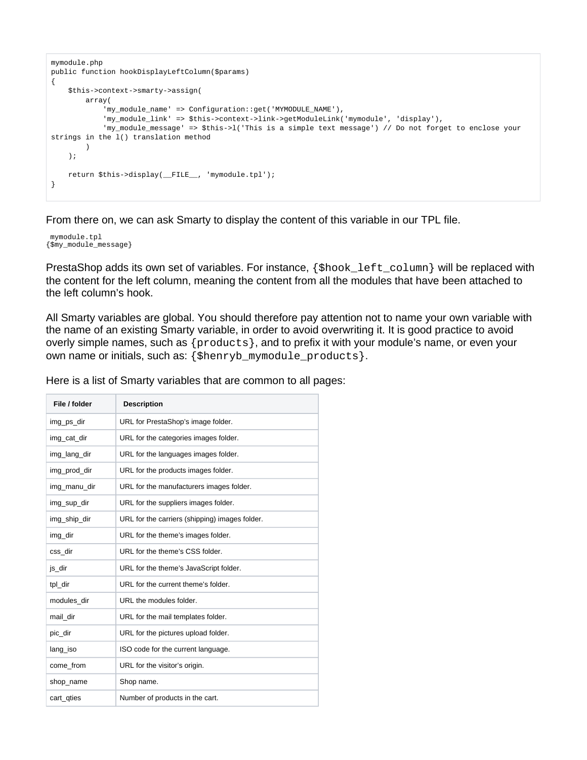```
mymodule.php
public function hookDisplayLeftColumn($params)
{
    $this->context->smarty->assign(
        array(
            'my_module_name' => Configuration::get('MYMODULE_NAME'),
            'my_module_link' => $this->context->link->getModuleLink('mymodule', 'display'),
            'my_module_message' => $this->l('This is a simple text message') // Do not forget to enclose your
strings in the l() translation method
        )
    );

    return $this->display(__FILE__, 'mymodule.tpl');
}
```

From there on, we can ask Smarty to display the content of this variable in our TPL file.

```
 mymodule.tpl
{$my_module_message}
```

PrestaShop adds its own set of variables. For instance, `{$hook_left_column}` will be replaced with the content for the left column, meaning the content from all the modules that have been attached to the left column's hook.

All Smarty variables are global. You should therefore pay attention not to name your own variable with the name of an existing Smarty variable, in order to avoid overwriting it. It is good practice to avoid overly simple names, such as `{products}`, and to prefix it with your module's name, or even your own name or initials, such as: `{$henryb_mymodule_products}`.

Here is a list of Smarty variables that are common to all pages:

| File / folder | Description |
|---|---|
| img_ps_dir | URL for PrestaShop's image folder. |
| img_cat_dir | URL for the categories images folder. |
| img_lang_dir | URL for the languages images folder. |
| img_prod_dir | URL for the products images folder. |
| img_manu_dir | URL for the manufacturers images folder. |
| img_sup_dir | URL for the suppliers images folder. |
| img_ship_dir | URL for the carriers (shipping) images folder. |
| img_dir | URL for the theme's images folder. |
| css_dir | URL for the theme's CSS folder. |
| js_dir | URL for the theme's JavaScript folder. |
| tpl_dir | URL for the current theme's folder. |
| modules_dir | URL the modules folder. |
| mail_dir | URL for the mail templates folder. |
| pic_dir | URL for the pictures upload folder. |
| lang_iso | ISO code for the current language. |
| come_from | URL for the visitor's origin. |
| shop_name | Shop name. |
| cart_qties | Number of products in the cart. |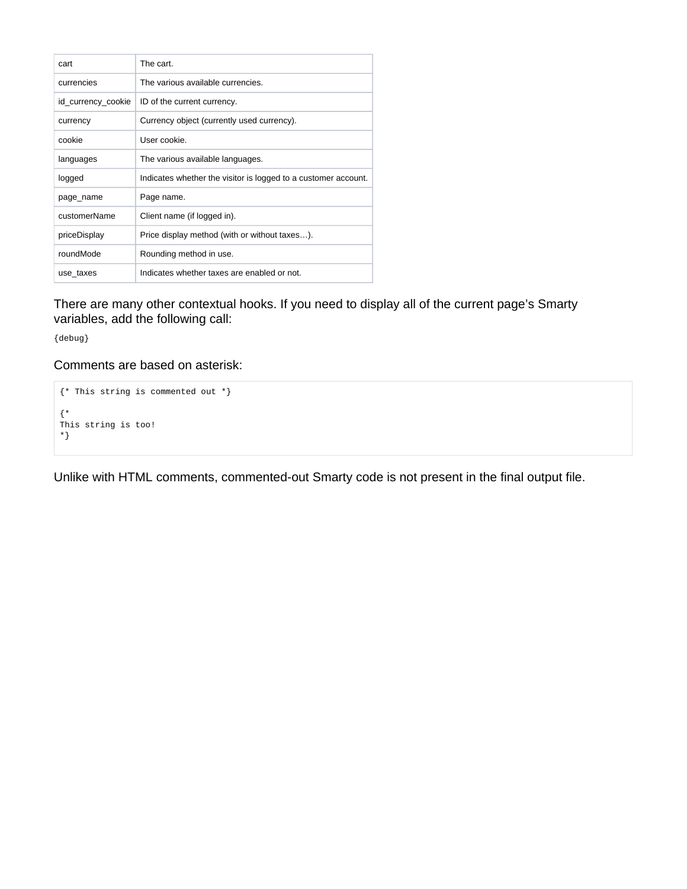| | |
|---|---|
| cart | The cart. |
| currencies | The various available currencies. |
| id_currency_cookie | ID of the current currency. |
| currency | Currency object (currently used currency). |
| cookie | User cookie. |
| languages | The various available languages. |
| logged | Indicates whether the visitor is logged to a customer account. |
| page_name | Page name. |
| customerName | Client name (if logged in). |
| priceDisplay | Price display method (with or without taxes…). |
| roundMode | Rounding method in use. |
| use_taxes | Indicates whether taxes are enabled or not. |

There are many other contextual hooks. If you need to display all of the current page's Smarty variables, add the following call:

```
{debug}
```

Comments are based on asterisk:

```
{* This string is commented out *}

{*
This string is too!
*}
```

Unlike with HTML comments, commented-out Smarty code is not present in the final output file.